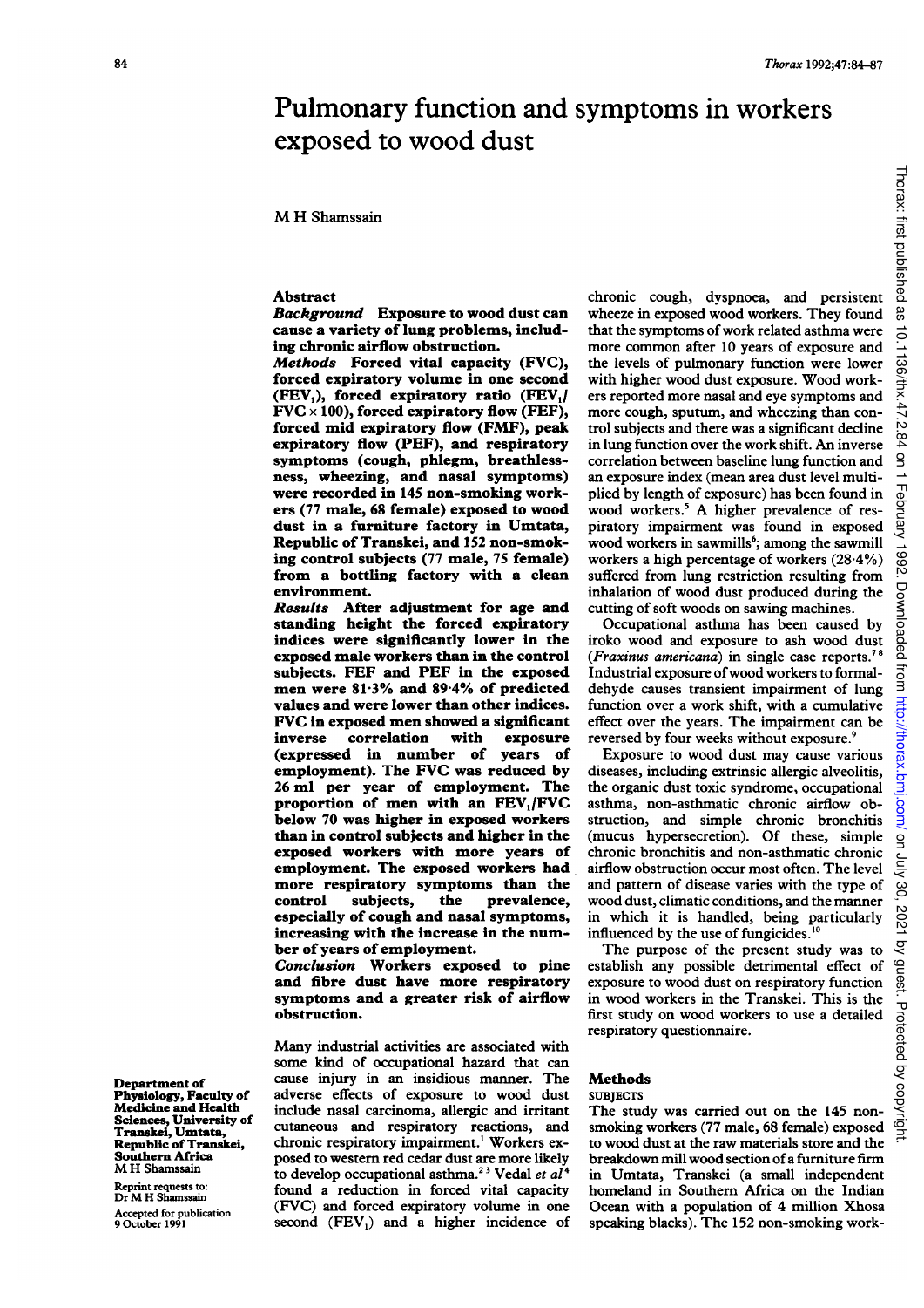# Pulmonary function and symptoms in workers exposed to wood dust

M H Shamssain

## Abstract

***Background*** **Exposure to wood dust can cause a variety of lung problems, including chronic airflow obstruction.**

***Methods*** **Forced vital capacity (FVC), forced expiratory volume in one second ($FEV_1$), forced expiratory ratio ($FEV_1$/$FVC \times 100$), forced expiratory flow (FEF), forced mid expiratory flow (FMF), peak expiratory flow (PEF), and respiratory symptoms (cough, phlegm, breathlessness, wheezing, and nasal symptoms) were recorded in 145 non-smoking workers (77 male, 68 female) exposed to wood dust in a furniture factory in Umtata, Republic of Transkei, and 152 non-smoking control subjects (77 male, 75 female) from a bottling factory with a clean environment.**

***Results*** **After adjustment for age and standing height the forced expiratory indices were significantly lower in the exposed male workers than in the control subjects. FEF and PEF in the exposed men were 81·3% and 89·4% of predicted values and were lower than other indices. FVC in exposed men showed a significant inverse correlation with exposure (expressed in number of years of employment). The FVC was reduced by 26 ml per year of employment. The proportion of men with an $FEV_1$/FVC below 70 was higher in exposed workers than in control subjects and higher in the exposed workers with more years of employment. The exposed workers had more respiratory symptoms than the control subjects, the prevalence, especially of cough and nasal symptoms, increasing with the increase in the number of years of employment.**

***Conclusion*** **Workers exposed to pine and fibre dust have more respiratory symptoms and a greater risk of airflow obstruction.**

Many industrial activities are associated with some kind of occupational hazard that can cause injury in an insidious manner. The adverse effects of exposure to wood dust include nasal carcinoma, allergic and irritant cutaneous and respiratory reactions, and chronic respiratory impairment.[1] Workers exposed to western red cedar dust are more likely to develop occupational asthma.[2,3] Vedal *et al*[4] found a reduction in forced vital capacity (FVC) and forced expiratory volume in one second ($FEV_1$) and a higher incidence of chronic cough, dyspnoea, and persistent wheeze in exposed wood workers. They found that the symptoms of work related asthma were more common after 10 years of exposure and the levels of pulmonary function were lower with higher wood dust exposure. Wood workers reported more nasal and eye symptoms and more cough, sputum, and wheezing than control subjects and there was a significant decline in lung function over the work shift. An inverse correlation between baseline lung function and an exposure index (mean area dust level multiplied by length of exposure) has been found in wood workers.[5] A higher prevalence of respiratory impairment was found in exposed wood workers in sawmills[6]; among the sawmill workers a high percentage of workers (28·4%) suffered from lung restriction resulting from inhalation of wood dust produced during the cutting of soft woods on sawing machines.

Occupational asthma has been caused by iroko wood and exposure to ash wood dust (*Fraxinus americana*) in single case reports.[7,8] Industrial exposure of wood workers to formaldehyde causes transient impairment of lung function over a work shift, with a cumulative effect over the years. The impairment can be reversed by four weeks without exposure.[9]

Exposure to wood dust may cause various diseases, including extrinsic allergic alveolitis, the organic dust toxic syndrome, occupational asthma, non-asthmatic chronic airflow obstruction, and simple chronic bronchitis (mucus hypersecretion). Of these, simple chronic bronchitis and non-asthmatic chronic airflow obstruction occur most often. The level and pattern of disease varies with the type of wood dust, climatic conditions, and the manner in which it is handled, being particularly influenced by the use of fungicides.[10]

The purpose of the present study was to establish any possible detrimental effect of exposure to wood dust on respiratory function in wood workers in the Transkei. This is the first study on wood workers to use a detailed respiratory questionnaire.

## Methods

### SUBJECTS

The study was carried out on the 145 non-smoking workers (77 male, 68 female) exposed to wood dust at the raw materials store and the breakdown mill wood section of a furniture firm in Umtata, Transkei (a small independent homeland in Southern Africa on the Indian Ocean with a population of 4 million Xhosa speaking blacks). The 152 non-smoking work-

Department of Physiology, Faculty of Medicine and Health Sciences, University of Transkei, Umtata, Republic of Transkei, Southern Africa
M H Shamssain

Reprint requests to: Dr M H Shamssain

Accepted for publication 9 October 1991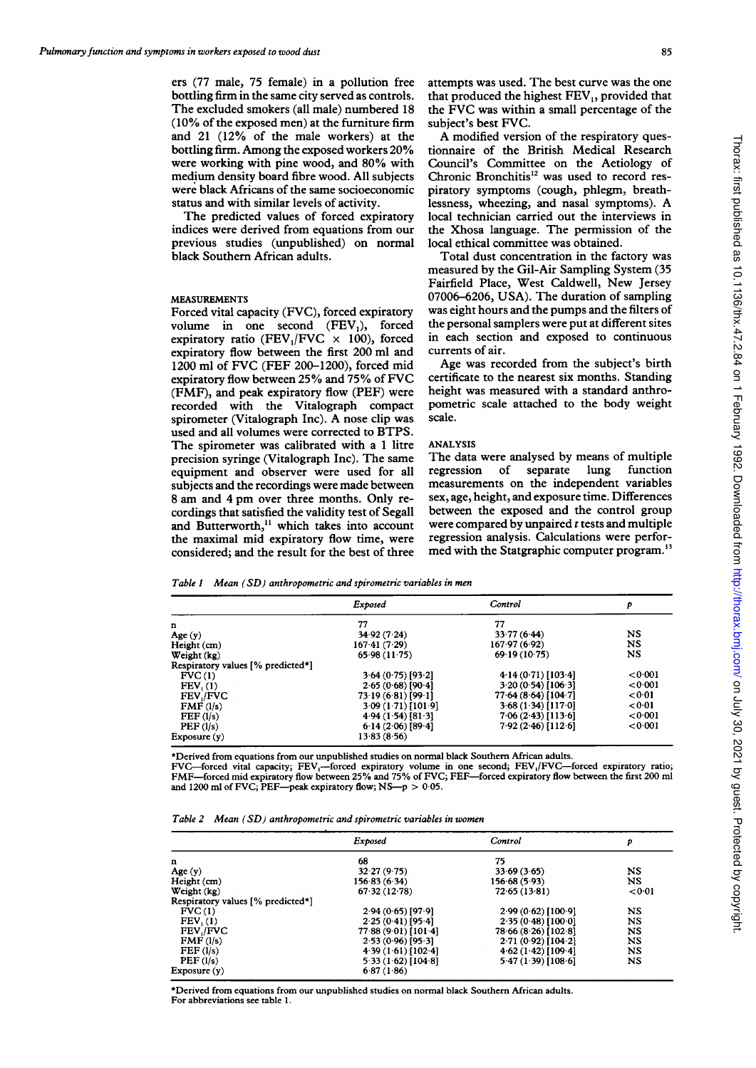ers (77 male, 75 female) in a pollution free bottling firm in the same city served as controls. The excluded smokers (all male) numbered 18 (10% of the exposed men) at the furniture firm and 21 (12% of the male workers) at the bottling firm. Among the exposed workers 20% were working with pine wood, and 80% with medium density board fibre wood. All subjects were black Africans of the same socioeconomic status and with similar levels of activity.

The predicted values of forced expiratory indices were derived from equations from our previous studies (unpublished) on normal black Southern African adults.

### MEASUREMENTS

Forced vital capacity (FVC), forced expiratory volume in one second ($FEV_1$), forced expiratory ratio ($FEV_1/FVC \times 100$), forced expiratory flow between the first 200 ml and 1200 ml of FVC (FEF 200–1200), forced mid expiratory flow between 25% and 75% of FVC (FMF), and peak expiratory flow (PEF) were recorded with the Vitalograph compact spirometer (Vitalograph Inc). A nose clip was used and all volumes were corrected to BTPS. The spirometer was calibrated with a 1 litre precision syringe (Vitalograph Inc). The same equipment and observer were used for all subjects and the recordings were made between 8 am and 4 pm over three months. Only recordings that satisfied the validity test of Segall and Butterworth,[11] which takes into account the maximal mid expiratory flow time, were considered; and the result for the best of three attempts was used. The best curve was the one that produced the highest $FEV_1$, provided that the FVC was within a small percentage of the subject's best FVC.

A modified version of the respiratory questionnaire of the British Medical Research Council's Committee on the Aetiology of Chronic Bronchitis[12] was used to record respiratory symptoms (cough, phlegm, breathlessness, wheezing, and nasal symptoms). A local technician carried out the interviews in the Xhosa language. The permission of the local ethical committee was obtained.

Total dust concentration in the factory was measured by the Gil-Air Sampling System (35 Fairfield Place, West Caldwell, New Jersey 07006–6206, USA). The duration of sampling was eight hours and the pumps and the filters of the personal samplers were put at different sites in each section and exposed to continuous currents of air.

Age was recorded from the subject's birth certificate to the nearest six months. Standing height was measured with a standard anthropometric scale attached to the body weight scale.

### ANALYSIS

The data were analysed by means of multiple regression of separate lung function measurements on the independent variables sex, age, height, and exposure time. Differences between the exposed and the control group were compared by unpaired *t* tests and multiple regression analysis. Calculations were performed with the Statgraphic computer program.[13]

*Table 1 Mean (SD) anthropometric and spirometric variables in men*

| | Exposed | Control | p |
|---|---|---|---|
| n | 77 | 77 | |
| Age (y) | 34·92 (7·24) | 33·77 (6·44) | NS |
| Height (cm) | 167·41 (7·29) | 167·97 (6·92) | NS |
| Weight (kg) | 65·98 (11·75) | 69·19 (10·75) | NS |
| Respiratory values [% predicted*] | | | |
| FVC (l) | 3·64 (0·75) [93·2] | 4·14 (0·71) [103·4] | <0·001 |
| $FEV_1$ (l) | 2·65 (0·68) [90·4] | 3·20 (0·54) [106·3] | <0·001 |
| $FEV_1$/FVC | 73·19 (6·81) [99·1] | 77·64 (8·64) [104·7] | <0·01 |
| FMF (l/s) | 3·09 (1·71) [101·9] | 3·68 (1·34) [117·0] | <0·01 |
| FEF (l/s) | 4·94 (1·54) [81·3] | 7·06 (2·43) [113·6] | <0·001 |
| PEF (l/s) | 6·14 (2·06) [89·4] | 7·92 (2·46) [112·6] | <0·001 |
| Exposure (y) | 13·83 (8·56) | | |

*Derived from equations from our unpublished studies on normal black Southern African adults.
FVC—forced vital capacity; $FEV_1$—forced expiratory volume in one second; $FEV_1$/FVC—forced expiratory ratio; FMF—forced mid expiratory flow between 25% and 75% of FVC; FEF—forced expiratory flow between the first 200 ml and 1200 ml of FVC; PEF—peak expiratory flow; NS—$p > 0·05$.

*Table 2 Mean (SD) anthropometric and spirometric variables in women*

| | Exposed | Control | p |
|---|---|---|---|
| n | 68 | 75 | |
| Age (y) | 32·27 (9·75) | 33·69 (3·65) | NS |
| Height (cm) | 156·83 (6·34) | 156·68 (5·93) | NS |
| Weight (kg) | 67·32 (12·78) | 72·65 (13·81) | <0·01 |
| Respiratory values [% predicted*] | | | |
| FVC (l) | 2·94 (0·65) [97·9] | 2·99 (0·62) [100·9] | NS |
| $FEV_1$ (l) | 2·25 (0·41) [95·4] | 2·35 (0·48) [100·0] | NS |
| $FEV_1$/FVC | 77·88 (9·01) [101·4] | 78·66 (8·26) [102·8] | NS |
| FMF (l/s) | 2·53 (0·96) [95·3] | 2·71 (0·92) [104·2] | NS |
| FEF (l/s) | 4·39 (1·61) [102·4] | 4·62 (1·42) [109·4] | NS |
| PEF (l/s) | 5·33 (1·62) [104·8] | 5·47 (1·39) [108·6] | NS |
| Exposure (y) | 6·87 (1·86) | | |

*Derived from equations from our unpublished studies on normal black Southern African adults.
For abbreviations see table 1.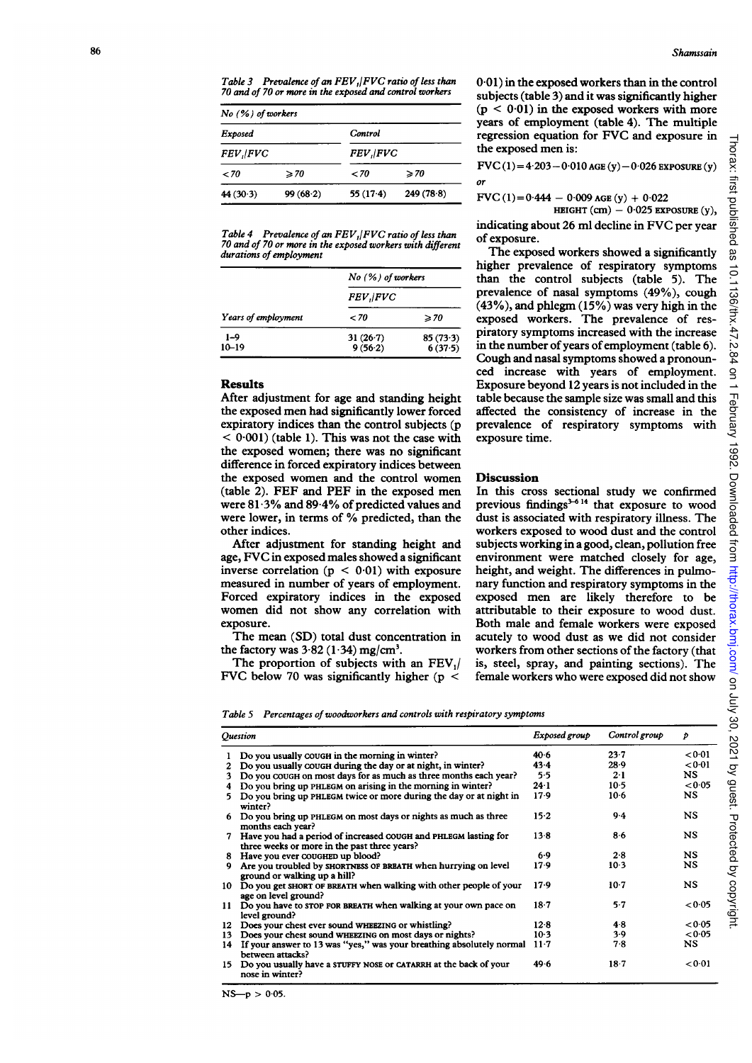Table 3 *Prevalence of an $FEV_1/FVC$ ratio of less than 70 and of 70 or more in the exposed and control workers*

| No (%) of workers | | | |
|---|---|---|---|
| Exposed | | Control | |
| $FEV_1/FVC$ | | $FEV_1/FVC$ | |
| < 70 | ≥ 70 | < 70 | ≥ 70 |
| 44 (30·3) | 99 (68·2) | 55 (17·4) | 249 (78·8) |

Table 4 *Prevalence of an $FEV_1/FVC$ ratio of less than 70 and of 70 or more in the exposed workers with different durations of employment*

| | No (%) of workers | |
|---|---|---|
| | $FEV_1/FVC$ | |
| Years of employment | < 70 | ≥ 70 |
| 1–9 | 31 (26·7) | 85 (73·3) |
| 10–19 | 9 (56·2) | 6 (37·5) |

## Results

After adjustment for age and standing height the exposed men had significantly lower forced expiratory indices than the control subjects ($p < 0·001$) (table 1). This was not the case with the exposed women; there was no significant difference in forced expiratory indices between the exposed women and the control women (table 2). FEF and PEF in the exposed men were 81·3% and 89·4% of predicted values and were lower, in terms of % predicted, than the other indices.

After adjustment for standing height and age, FVC in exposed males showed a significant inverse correlation ($p < 0·01$) with exposure measured in number of years of employment. Forced expiratory indices in the exposed women did not show any correlation with exposure.

The mean (SD) total dust concentration in the factory was 3·82 (1·34) mg/cm$^3$.

The proportion of subjects with an $FEV_1/FVC$ below 70 was significantly higher ($p < 0·01$) in the exposed workers than in the control subjects (table 3) and it was significantly higher ($p < 0·01$) in the exposed workers with more years of employment (table 4). The multiple regression equation for FVC and exposure in the exposed men is:

$$FVC\ (l) = 4·203 - 0·010\ \text{AGE}\ (y) - 0·026\ \text{EXPOSURE}\ (y)$$

*or*

$$FVC\ (l) = 0·444 - 0·009\ \text{AGE}\ (y) + 0·022\ \text{HEIGHT}\ (cm) - 0·025\ \text{EXPOSURE}\ (y),$$

indicating about 26 ml decline in FVC per year of exposure.

The exposed workers showed a significantly higher prevalence of respiratory symptoms than the control subjects (table 5). The prevalence of nasal symptoms (49%), cough (43%), and phlegm (15%) was very high in the exposed workers. The prevalence of respiratory symptoms increased with the increase in the number of years of employment (table 6). Cough and nasal symptoms showed a pronounced increase with years of employment. Exposure beyond 12 years is not included in the table because the sample size was small and this affected the consistency of increase in the prevalence of respiratory symptoms with exposure time.

## Discussion

In this cross sectional study we confirmed previous findings[3-6 14] that exposure to wood dust is associated with respiratory illness. The workers exposed to wood dust and the control subjects working in a good, clean, pollution free environment were matched closely for age, height, and weight. The differences in pulmonary function and respiratory symptoms in the exposed men are likely therefore to be attributable to their exposure to wood dust. Both male and female workers were exposed acutely to wood dust as we did not consider workers from other sections of the factory (that is, steel, spray, and painting sections). The female workers who were exposed did not show

Table 5 *Percentages of woodworkers and controls with respiratory symptoms*

| Question | Exposed group | Control group | p |
|---|---|---|---|
| 1 Do you usually COUGH in the morning in winter? | 40·6 | 23·7 | <0·01 |
| 2 Do you usually COUGH during the day or at night, in winter? | 43·4 | 28·9 | <0·01 |
| 3 Do you COUGH on most days for as much as three months each year? | 5·5 | 2·1 | NS |
| 4 Do you bring up PHLEGM on arising in the morning in winter? | 24·1 | 10·5 | <0·05 |
| 5 Do you bring up PHLEGM twice or more during the day or at night in winter? | 17·9 | 10·6 | NS |
| 6 Do you bring up PHLEGM on most days or nights as much as three months each year? | 15·2 | 9·4 | NS |
| 7 Have you had a period of increased COUGH and PHLEGM lasting for three weeks or more in the past three years? | 13·8 | 8·6 | NS |
| 8 Have you ever COUGHED up blood? | 6·9 | 2·8 | NS |
| 9 Are you troubled by SHORTNESS OF BREATH when hurrying on level ground or walking up a hill? | 17·9 | 10·3 | NS |
| 10 Do you get SHORT OF BREATH when walking with other people of your age on level ground? | 17·9 | 10·7 | NS |
| 11 Do you have to STOP FOR BREATH when walking at your own pace on level ground? | 18·7 | 5·7 | <0·05 |
| 12 Does your chest ever sound WHEEZING or whistling? | 12·8 | 4·8 | <0·05 |
| 13 Does your chest sound WHEEZING on most days or nights? | 10·3 | 3·9 | <0·05 |
| 14 If your answer to 13 was "yes," was your breathing absolutely normal between attacks? | 11·7 | 7·8 | NS |
| 15 Do you usually have a STUFFY NOSE or CATARRH at the back of your nose in winter? | 49·6 | 18·7 | <0·01 |

NS—$p > 0·05$.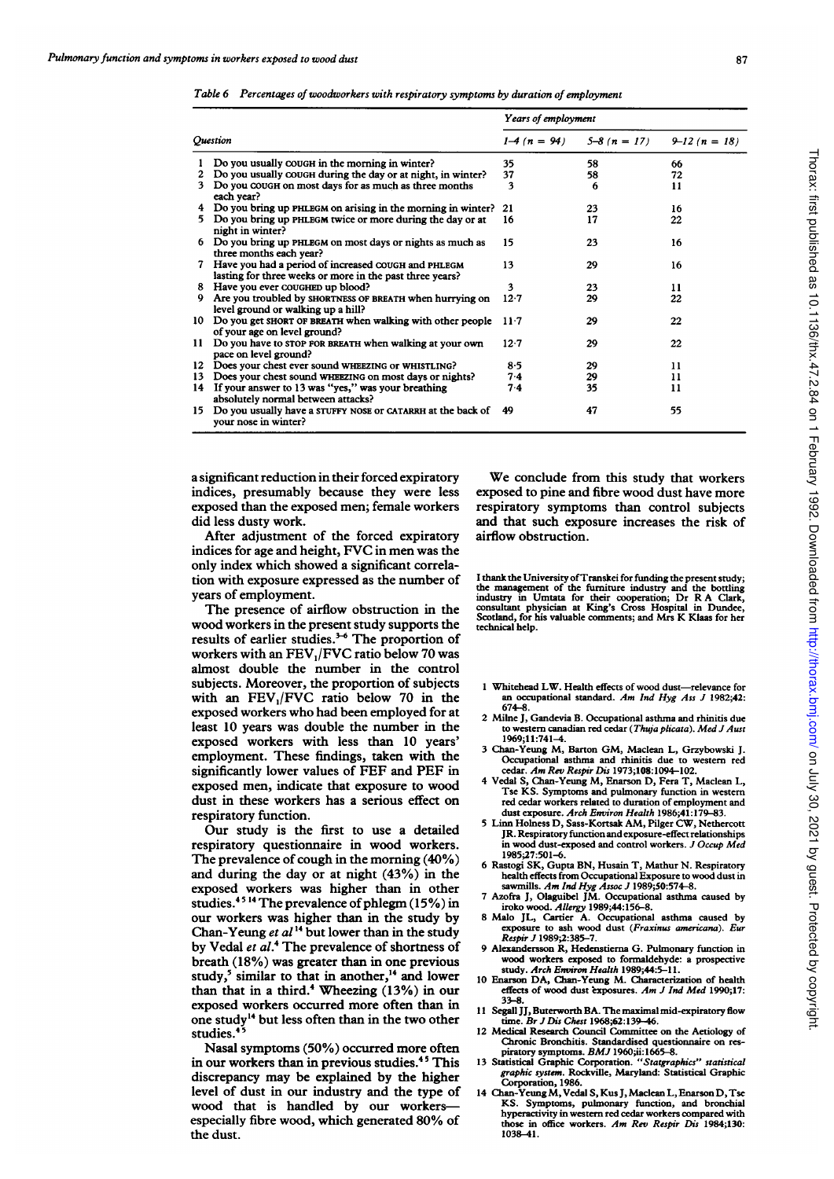Table 6 *Percentages of woodworkers with respiratory symptoms by duration of employment*

| Question | | Years of employment | | |
|---|---|---|---|---|
| | | 1–4 (n = 94) | 5–8 (n = 17) | 9–12 (n = 18) |
| 1 | Do you usually COUGH in the morning in winter? | 35 | 58 | 66 |
| 2 | Do you usually COUGH during the day or at night, in winter? | 37 | 58 | 72 |
| 3 | Do you COUGH on most days for as much as three months each year? | 3 | 6 | 11 |
| 4 | Do you bring up PHLEGM on arising in the morning in winter? | 21 | 23 | 16 |
| 5 | Do you bring up PHLEGM twice or more during the day or at night in winter? | 16 | 17 | 22 |
| 6 | Do you bring up PHLEGM on most days or nights as much as three months each year? | 15 | 23 | 16 |
| 7 | Have you had a period of increased COUGH and PHLEGM lasting for three weeks or more in the past three years? | 13 | 29 | 16 |
| 8 | Have you ever COUGHED up blood? | 3 | 23 | 11 |
| 9 | Are you troubled by SHORTNESS OF BREATH when hurrying on level ground or walking up a hill? | 12·7 | 29 | 22 |
| 10 | Do you get SHORT OF BREATH when walking with other people of your age on level ground? | 11·7 | 29 | 22 |
| 11 | Do you have to STOP FOR BREATH when walking at your own pace on level ground? | 12·7 | 29 | 22 |
| 12 | Does your chest ever sound WHEEZING or WHISTLING? | 8·5 | 29 | 11 |
| 13 | Does your chest sound WHEEZING on most days or nights? | 7·4 | 29 | 11 |
| 14 | If your answer to 13 was "yes," was your breathing absolutely normal between attacks? | 7·4 | 35 | 11 |
| 15 | Do you usually have a STUFFY NOSE or CATARRH at the back of your nose in winter? | 49 | 47 | 55 |

a significant reduction in their forced expiratory indices, presumably because they were less exposed than the exposed men; female workers did less dusty work.

After adjustment of the forced expiratory indices for age and height, FVC in men was the only index which showed a significant correlation with exposure expressed as the number of years of employment.

The presence of airflow obstruction in the wood workers in the present study supports the results of earlier studies.[3-6] The proportion of workers with an $FEV_1/FVC$ ratio below 70 was almost double the number in the control subjects. Moreover, the proportion of subjects with an $FEV_1/FVC$ ratio below 70 in the exposed workers who had been employed for at least 10 years was double the number in the exposed workers with less than 10 years' employment. These findings, taken with the significantly lower values of FEF and PEF in exposed men, indicate that exposure to wood dust in these workers has a serious effect on respiratory function.

Our study is the first to use a detailed respiratory questionnaire in wood workers. The prevalence of cough in the morning (40%) and during the day or at night (43%) in the exposed workers was higher than in other studies.[4,5,14] The prevalence of phlegm (15%) in our workers was higher than in the study by Chan-Yeung *et al*[14] but lower than in the study by Vedal *et al*.[4] The prevalence of shortness of breath (18%) was greater than in one previous study,[5] similar to that in another,[14] and lower than that in a third.[4] Wheezing (13%) in our exposed workers occurred more often than in one study[14] but less often than in the two other studies.[4,5]

Nasal symptoms (50%) occurred more often in our workers than in previous studies.[4,5] This discrepancy may be explained by the higher level of dust in our industry and the type of wood that is handled by our workers—especially fibre wood, which generated 80% of the dust.

We conclude from this study that workers exposed to pine and fibre wood dust have more respiratory symptoms than control subjects and that such exposure increases the risk of airflow obstruction.

I thank the University of Transkei for funding the present study; the management of the furniture industry and the bottling industry in Umtata for their cooperation; Dr R A Clark, consultant physician at King's Cross Hospital in Dundee, Scotland, for his valuable comments; and Mrs K Klaas for her technical help.

1. Whitehead LW. Health effects of wood dust—relevance for an occupational standard. *Am Ind Hyg Ass J* 1982;42:674–8.
2. Milne J, Gandevia B. Occupational asthma and rhinitis due to western canadian red cedar (*Thuja plicata*). *Med J Aust* 1969;11:741–4.
3. Chan-Yeung M, Barton GM, Maclean L, Grzybowski J. Occupational asthma and rhinitis due to western red cedar. *Am Rev Respir Dis* 1973;108:1094–102.
4. Vedal S, Chan-Yeung M, Enarson D, Fera T, Maclean L, Tse KS. Symptoms and pulmonary function in western red cedar workers related to duration of employment and dust exposure. *Arch Environ Health* 1986;41:179–83.
5. Linn Holness D, Sass-Kortsak AM, Pilger CW, Nethercott JR. Respiratory function and exposure-effect relationships in wood dust-exposed and control workers. *J Occup Med* 1985;27:501–6.
6. Rastogi SK, Gupta BN, Husain T, Mathur N. Respiratory health effects from Occupational Exposure to wood dust in sawmills. *Am Ind Hyg Assoc J* 1989;50:574–8.
7. Azofra J, Olaguibel JM. Occupational asthma caused by iroko wood. *Allergy* 1989;44:156–8.
8. Malo JL, Cartier A. Occupational asthma caused by exposure to ash wood dust (*Fraxinus americana*). *Eur Respir J* 1989;2:385–7.
9. Alexandersson R, Hedenstierna G. Pulmonary function in wood workers exposed to formaldehyde: a prospective study. *Arch Environ Health* 1989;44:5–11.
10. Enarson DA, Chan-Yeung M. Characterization of health effects of wood dust exposures. *Am J Ind Med* 1990;17:33–8.
11. Segall JJ, Buterworth BA. The maximal mid-expiratory flow time. *Br J Dis Chest* 1968;62:139–46.
12. Medical Research Council Committee on the Aetiology of Chronic Bronchitis. Standardised questionnaire on respiratory symptoms. *BMJ* 1960;ii:1665–8.
13. Statistical Graphic Corporation. *"Statgraphics" statistical graphic system.* Rockville, Maryland: Statistical Graphic Corporation, 1986.
14. Chan-Yeung M, Vedal S, Kus J, Maclean L, Enarson D, Tse KS. Symptoms, pulmonary function, and bronchial hyperactivity in western red cedar workers compared with those in office workers. *Am Rev Respir Dis* 1984;130:1038–41.